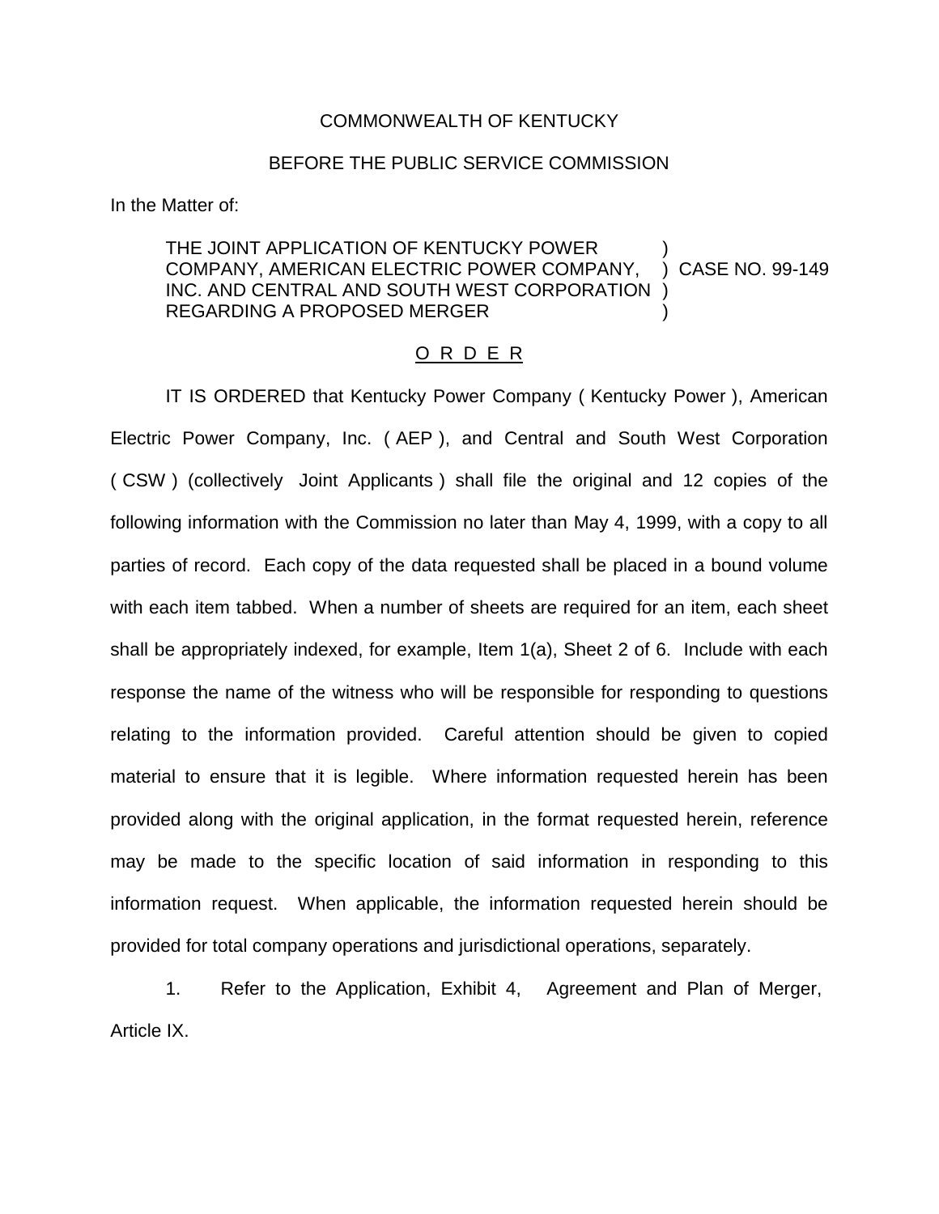COMMONWEALTH OF KENTUCKY

BEFORE THE PUBLIC SERVICE COMMISSION

In the Matter of:

THE JOINT APPLICATION OF KENTUCKY POWER COMPANY, AMERICAN ELECTRIC POWER COMPANY, INC. AND CENTRAL AND SOUTH WEST CORPORATION REGARDING A PROPOSED MERGER ) CASE NO. 99-149

O R D E R

IT IS ORDERED that Kentucky Power Company ( Kentucky Power ), American Electric Power Company, Inc. ( AEP ), and Central and South West Corporation ( CSW ) (collectively Joint Applicants ) shall file the original and 12 copies of the following information with the Commission no later than May 4, 1999, with a copy to all parties of record. Each copy of the data requested shall be placed in a bound volume with each item tabbed. When a number of sheets are required for an item, each sheet shall be appropriately indexed, for example, Item 1(a), Sheet 2 of 6. Include with each response the name of the witness who will be responsible for responding to questions relating to the information provided. Careful attention should be given to copied material to ensure that it is legible. Where information requested herein has been provided along with the original application, in the format requested herein, reference may be made to the specific location of said information in responding to this information request. When applicable, the information requested herein should be provided for total company operations and jurisdictional operations, separately.

1. Refer to the Application, Exhibit 4, Agreement and Plan of Merger, Article IX.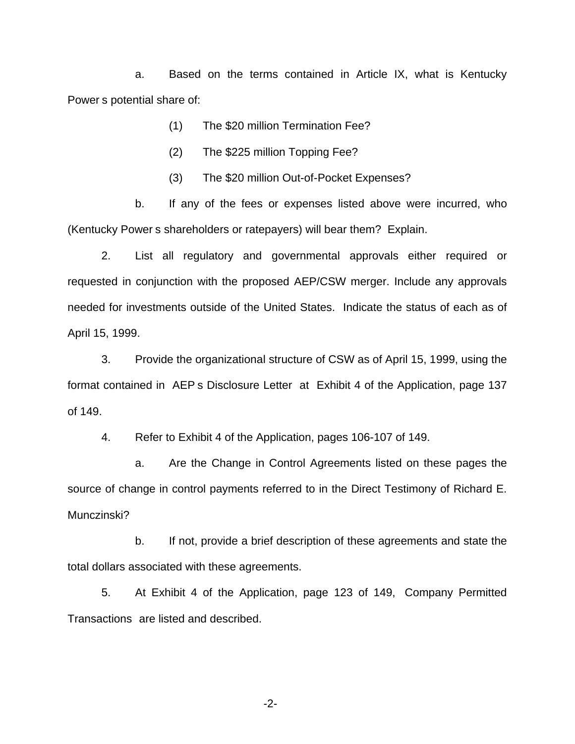a. Based on the terms contained in Article IX, what is Kentucky Power s potential share of:

(1) The $20 million Termination Fee?

(2) The $225 million Topping Fee?

(3) The $20 million Out-of-Pocket Expenses?

b. If any of the fees or expenses listed above were incurred, who (Kentucky Power s shareholders or ratepayers) will bear them? Explain.

2. List all regulatory and governmental approvals either required or requested in conjunction with the proposed AEP/CSW merger. Include any approvals needed for investments outside of the United States. Indicate the status of each as of April 15, 1999.

3. Provide the organizational structure of CSW as of April 15, 1999, using the format contained in AEP s Disclosure Letter at Exhibit 4 of the Application, page 137 of 149.

4. Refer to Exhibit 4 of the Application, pages 106-107 of 149.

a. Are the Change in Control Agreements listed on these pages the source of change in control payments referred to in the Direct Testimony of Richard E. Munczinski?

b. If not, provide a brief description of these agreements and state the total dollars associated with these agreements.

5. At Exhibit 4 of the Application, page 123 of 149, Company Permitted Transactions are listed and described.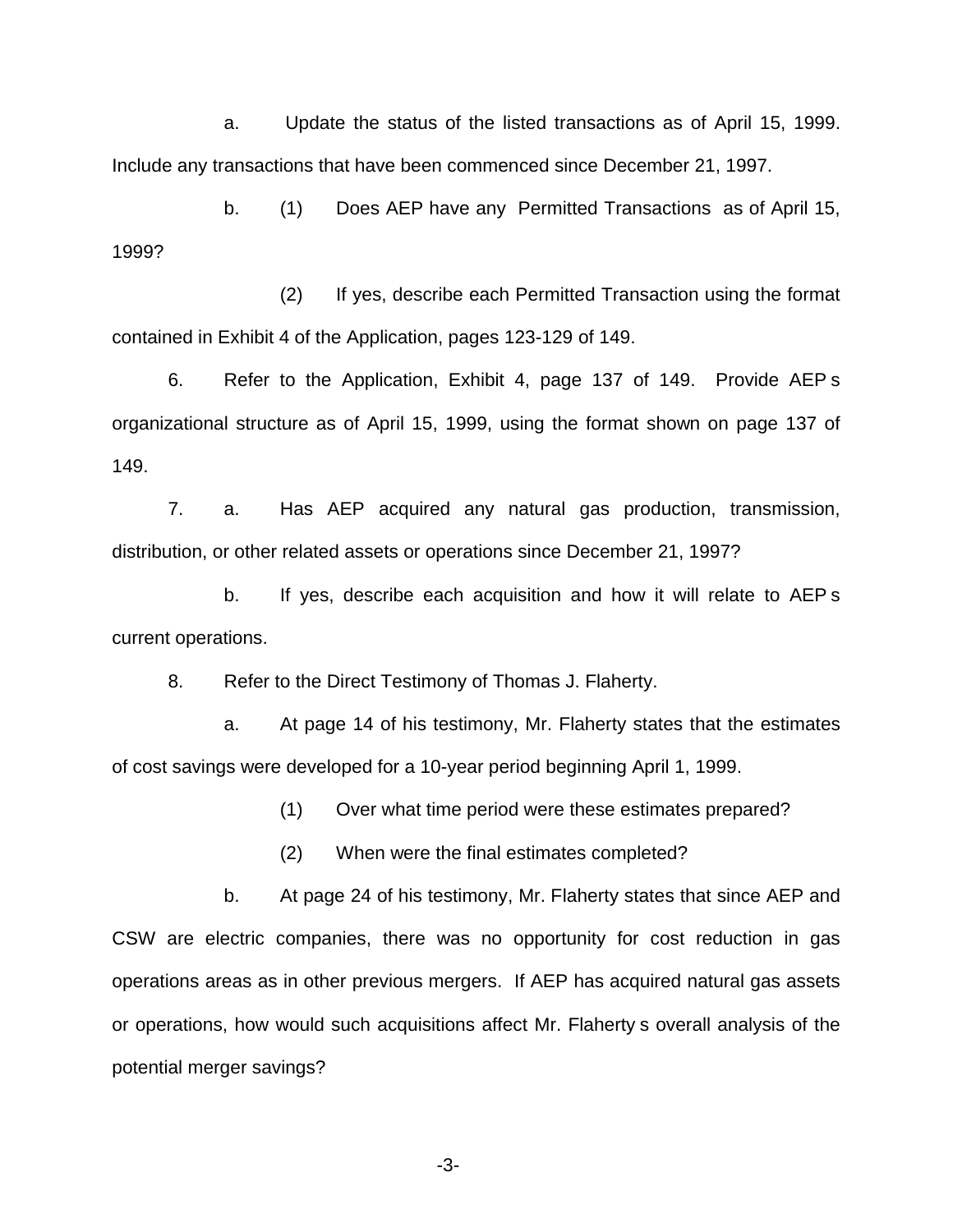a. Update the status of the listed transactions as of April 15, 1999. Include any transactions that have been commenced since December 21, 1997.

b. (1) Does AEP have any Permitted Transactions as of April 15, 1999?

(2) If yes, describe each Permitted Transaction using the format contained in Exhibit 4 of the Application, pages 123-129 of 149.

6. Refer to the Application, Exhibit 4, page 137 of 149. Provide AEP s organizational structure as of April 15, 1999, using the format shown on page 137 of 149.

7. a. Has AEP acquired any natural gas production, transmission, distribution, or other related assets or operations since December 21, 1997?

b. If yes, describe each acquisition and how it will relate to AEP s current operations.

8. Refer to the Direct Testimony of Thomas J. Flaherty.

a. At page 14 of his testimony, Mr. Flaherty states that the estimates of cost savings were developed for a 10-year period beginning April 1, 1999.

(1) Over what time period were these estimates prepared?

(2) When were the final estimates completed?

b. At page 24 of his testimony, Mr. Flaherty states that since AEP and CSW are electric companies, there was no opportunity for cost reduction in gas operations areas as in other previous mergers. If AEP has acquired natural gas assets or operations, how would such acquisitions affect Mr. Flaherty s overall analysis of the potential merger savings?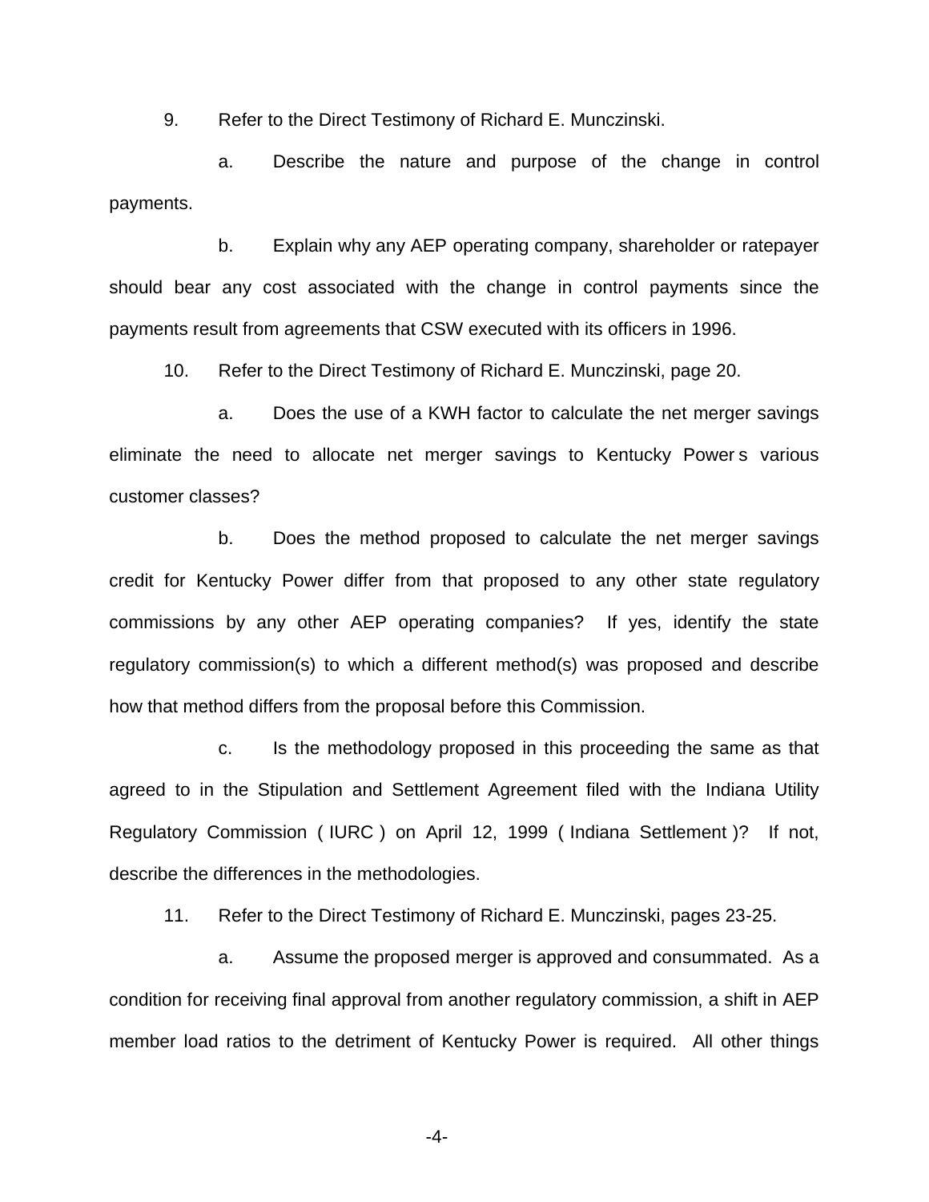9. Refer to the Direct Testimony of Richard E. Munczinski.

a. Describe the nature and purpose of the change in control payments.

b. Explain why any AEP operating company, shareholder or ratepayer should bear any cost associated with the change in control payments since the payments result from agreements that CSW executed with its officers in 1996.

10. Refer to the Direct Testimony of Richard E. Munczinski, page 20.

a. Does the use of a KWH factor to calculate the net merger savings eliminate the need to allocate net merger savings to Kentucky Power s various customer classes?

b. Does the method proposed to calculate the net merger savings credit for Kentucky Power differ from that proposed to any other state regulatory commissions by any other AEP operating companies? If yes, identify the state regulatory commission(s) to which a different method(s) was proposed and describe how that method differs from the proposal before this Commission.

c. Is the methodology proposed in this proceeding the same as that agreed to in the Stipulation and Settlement Agreement filed with the Indiana Utility Regulatory Commission ( IURC ) on April 12, 1999 ( Indiana Settlement )? If not, describe the differences in the methodologies.

11. Refer to the Direct Testimony of Richard E. Munczinski, pages 23-25.

a. Assume the proposed merger is approved and consummated. As a condition for receiving final approval from another regulatory commission, a shift in AEP member load ratios to the detriment of Kentucky Power is required. All other things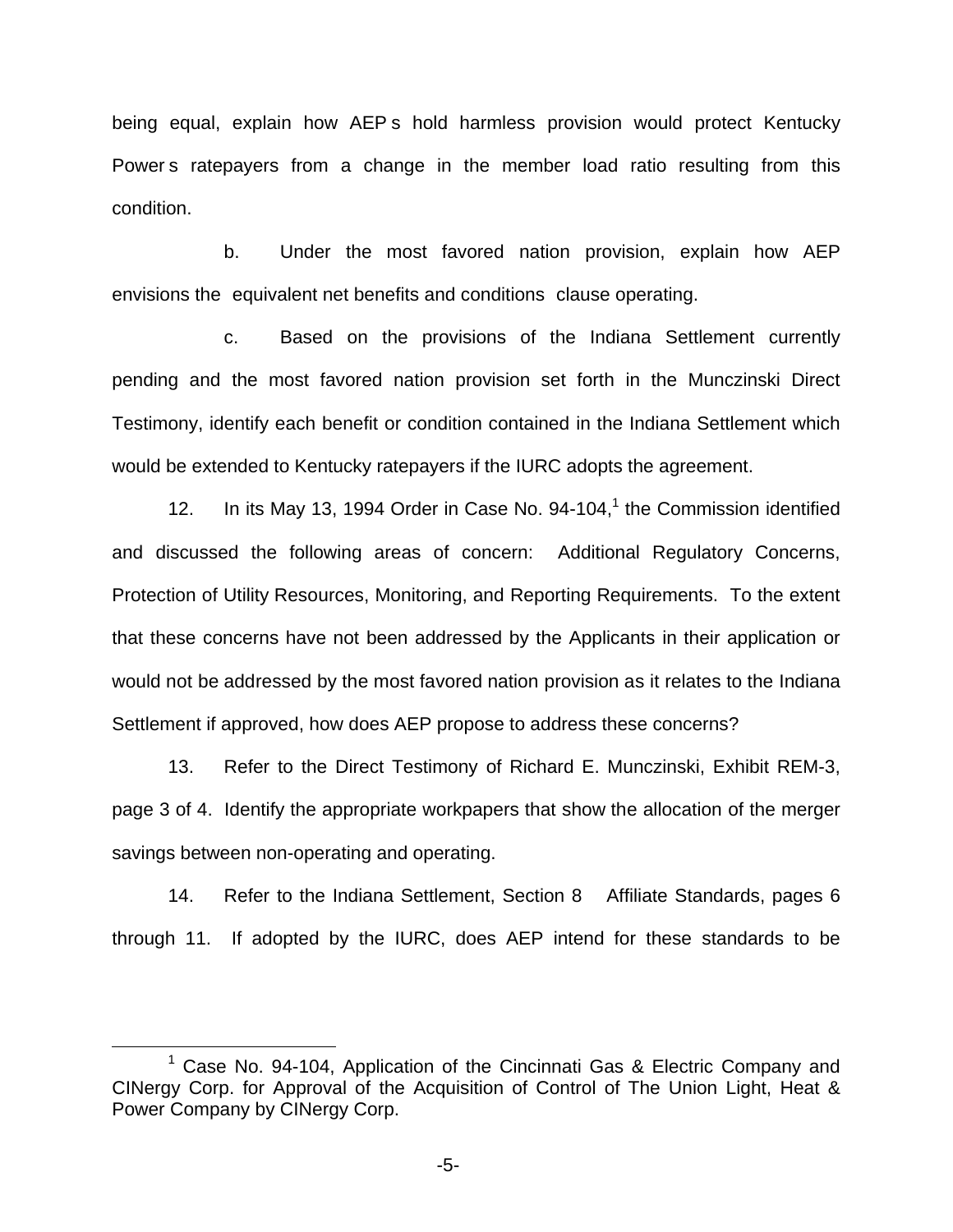being equal, explain how AEP s hold harmless provision would protect Kentucky Power s ratepayers from a change in the member load ratio resulting from this condition.

b. Under the most favored nation provision, explain how AEP envisions the equivalent net benefits and conditions clause operating.

c. Based on the provisions of the Indiana Settlement currently pending and the most favored nation provision set forth in the Munczinski Direct Testimony, identify each benefit or condition contained in the Indiana Settlement which would be extended to Kentucky ratepayers if the IURC adopts the agreement.

12. In its May 13, 1994 Order in Case No. 94-104,[1] the Commission identified and discussed the following areas of concern: Additional Regulatory Concerns, Protection of Utility Resources, Monitoring, and Reporting Requirements. To the extent that these concerns have not been addressed by the Applicants in their application or would not be addressed by the most favored nation provision as it relates to the Indiana Settlement if approved, how does AEP propose to address these concerns?

13. Refer to the Direct Testimony of Richard E. Munczinski, Exhibit REM-3, page 3 of 4. Identify the appropriate workpapers that show the allocation of the merger savings between non-operating and operating.

14. Refer to the Indiana Settlement, Section 8 Affiliate Standards, pages 6 through 11. If adopted by the IURC, does AEP intend for these standards to be

[1] Case No. 94-104, Application of the Cincinnati Gas & Electric Company and CINergy Corp. for Approval of the Acquisition of Control of The Union Light, Heat & Power Company by CINergy Corp.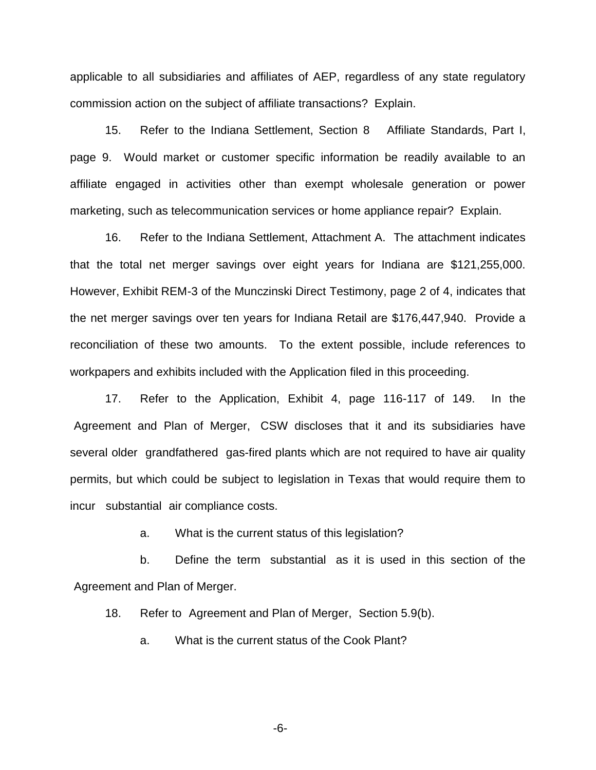applicable to all subsidiaries and affiliates of AEP, regardless of any state regulatory commission action on the subject of affiliate transactions? Explain.

15. Refer to the Indiana Settlement, Section 8 Affiliate Standards, Part I, page 9. Would market or customer specific information be readily available to an affiliate engaged in activities other than exempt wholesale generation or power marketing, such as telecommunication services or home appliance repair? Explain.

16. Refer to the Indiana Settlement, Attachment A. The attachment indicates that the total net merger savings over eight years for Indiana are $121,255,000. However, Exhibit REM-3 of the Munczinski Direct Testimony, page 2 of 4, indicates that the net merger savings over ten years for Indiana Retail are $176,447,940. Provide a reconciliation of these two amounts. To the extent possible, include references to workpapers and exhibits included with the Application filed in this proceeding.

17. Refer to the Application, Exhibit 4, page 116-117 of 149. In the Agreement and Plan of Merger, CSW discloses that it and its subsidiaries have several older grandfathered gas-fired plants which are not required to have air quality permits, but which could be subject to legislation in Texas that would require them to incur substantial air compliance costs.

a. What is the current status of this legislation?

b. Define the term substantial as it is used in this section of the Agreement and Plan of Merger.

18. Refer to Agreement and Plan of Merger, Section 5.9(b).

a. What is the current status of the Cook Plant?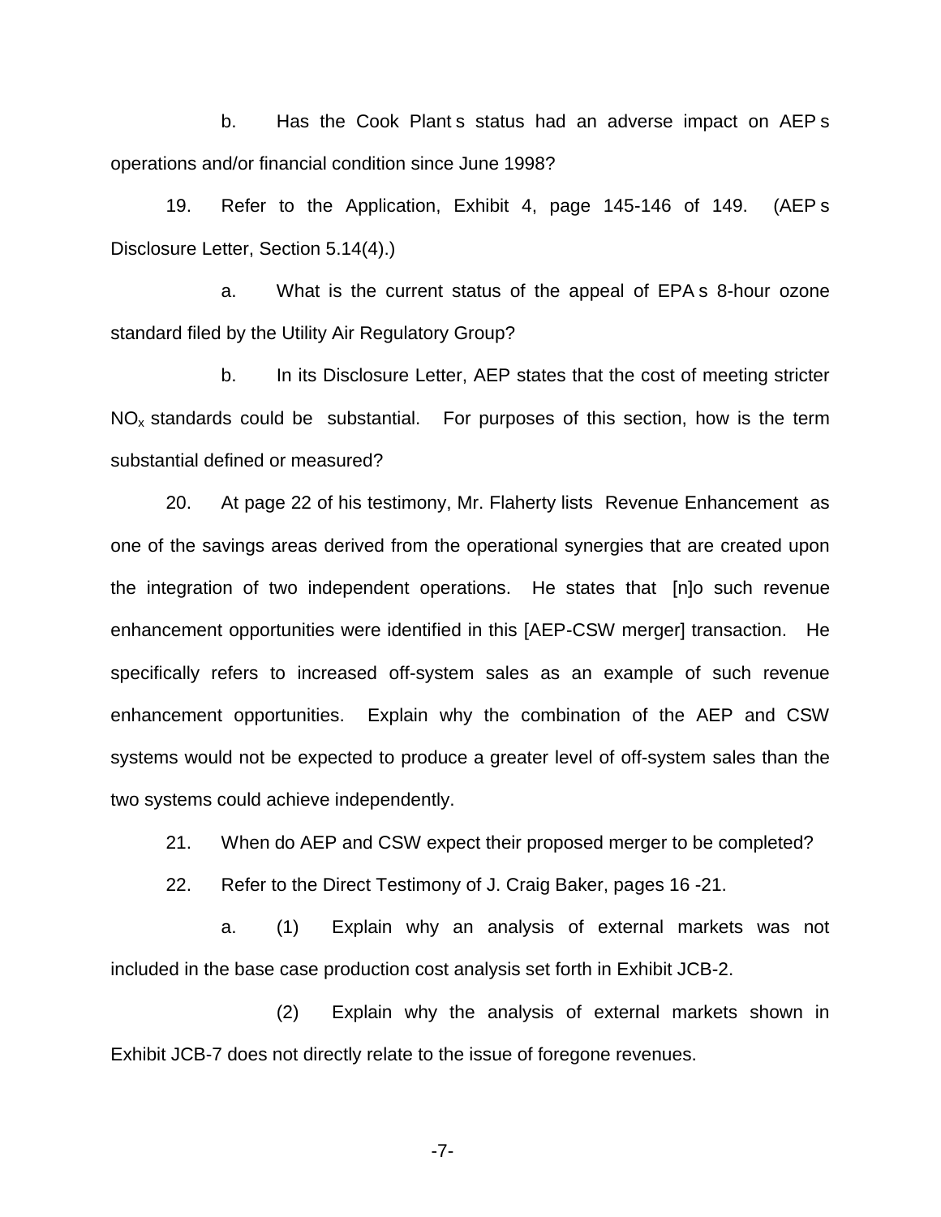b. Has the Cook Plant s status had an adverse impact on AEP s operations and/or financial condition since June 1998?

19. Refer to the Application, Exhibit 4, page 145-146 of 149. (AEP s Disclosure Letter, Section 5.14(4).)

a. What is the current status of the appeal of EPA s 8-hour ozone standard filed by the Utility Air Regulatory Group?

b. In its Disclosure Letter, AEP states that the cost of meeting stricter $NO_x$ standards could be substantial. For purposes of this section, how is the term substantial defined or measured?

20. At page 22 of his testimony, Mr. Flaherty lists Revenue Enhancement as one of the savings areas derived from the operational synergies that are created upon the integration of two independent operations. He states that [n]o such revenue enhancement opportunities were identified in this [AEP-CSW merger] transaction. He specifically refers to increased off-system sales as an example of such revenue enhancement opportunities. Explain why the combination of the AEP and CSW systems would not be expected to produce a greater level of off-system sales than the two systems could achieve independently.

21. When do AEP and CSW expect their proposed merger to be completed?

22. Refer to the Direct Testimony of J. Craig Baker, pages 16 -21.

a. (1) Explain why an analysis of external markets was not included in the base case production cost analysis set forth in Exhibit JCB-2.

(2) Explain why the analysis of external markets shown in Exhibit JCB-7 does not directly relate to the issue of foregone revenues.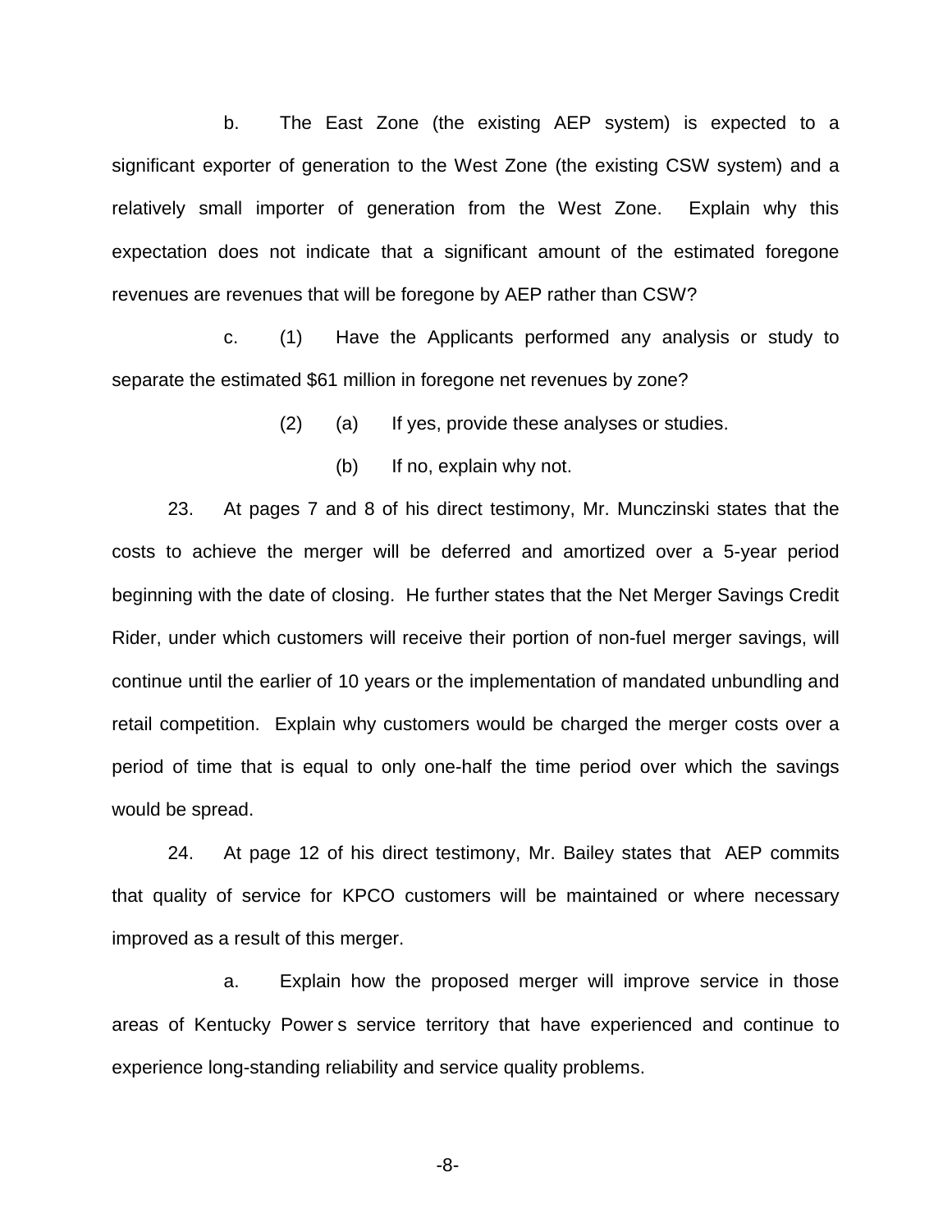b. The East Zone (the existing AEP system) is expected to a significant exporter of generation to the West Zone (the existing CSW system) and a relatively small importer of generation from the West Zone. Explain why this expectation does not indicate that a significant amount of the estimated foregone revenues are revenues that will be foregone by AEP rather than CSW?

c. (1) Have the Applicants performed any analysis or study to separate the estimated $61 million in foregone net revenues by zone?

(2) (a) If yes, provide these analyses or studies.

(b) If no, explain why not.

23. At pages 7 and 8 of his direct testimony, Mr. Munczinski states that the costs to achieve the merger will be deferred and amortized over a 5-year period beginning with the date of closing. He further states that the Net Merger Savings Credit Rider, under which customers will receive their portion of non-fuel merger savings, will continue until the earlier of 10 years or the implementation of mandated unbundling and retail competition. Explain why customers would be charged the merger costs over a period of time that is equal to only one-half the time period over which the savings would be spread.

24. At page 12 of his direct testimony, Mr. Bailey states that AEP commits that quality of service for KPCO customers will be maintained or where necessary improved as a result of this merger.

a. Explain how the proposed merger will improve service in those areas of Kentucky Power s service territory that have experienced and continue to experience long-standing reliability and service quality problems.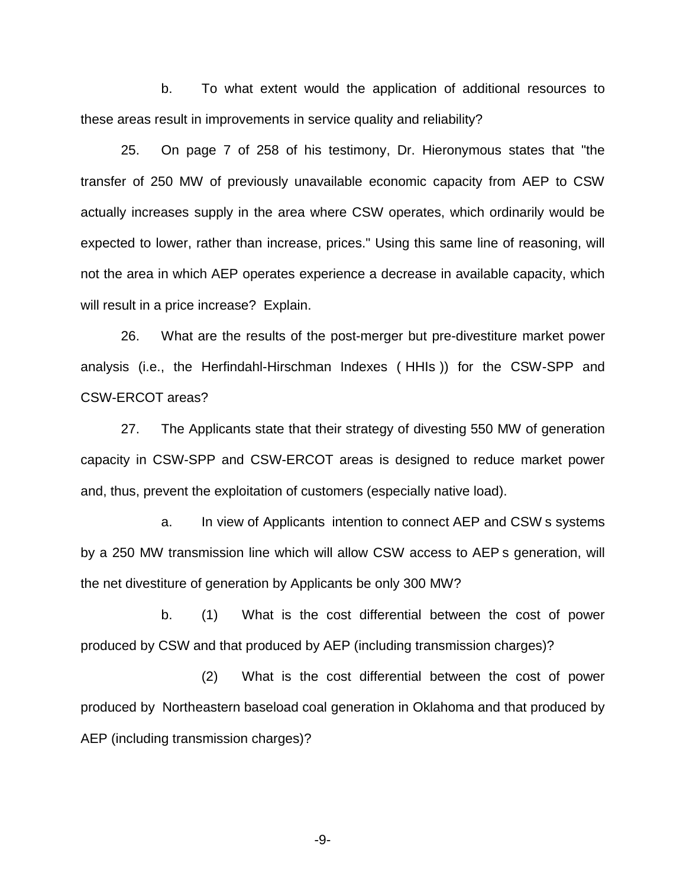b. To what extent would the application of additional resources to these areas result in improvements in service quality and reliability?

25. On page 7 of 258 of his testimony, Dr. Hieronymous states that "the transfer of 250 MW of previously unavailable economic capacity from AEP to CSW actually increases supply in the area where CSW operates, which ordinarily would be expected to lower, rather than increase, prices." Using this same line of reasoning, will not the area in which AEP operates experience a decrease in available capacity, which will result in a price increase? Explain.

26. What are the results of the post-merger but pre-divestiture market power analysis (i.e., the Herfindahl-Hirschman Indexes ( HHIs )) for the CSW-SPP and CSW-ERCOT areas?

27. The Applicants state that their strategy of divesting 550 MW of generation capacity in CSW-SPP and CSW-ERCOT areas is designed to reduce market power and, thus, prevent the exploitation of customers (especially native load).

a. In view of Applicants intention to connect AEP and CSW s systems by a 250 MW transmission line which will allow CSW access to AEP s generation, will the net divestiture of generation by Applicants be only 300 MW?

b. (1) What is the cost differential between the cost of power produced by CSW and that produced by AEP (including transmission charges)?

(2) What is the cost differential between the cost of power produced by Northeastern baseload coal generation in Oklahoma and that produced by AEP (including transmission charges)?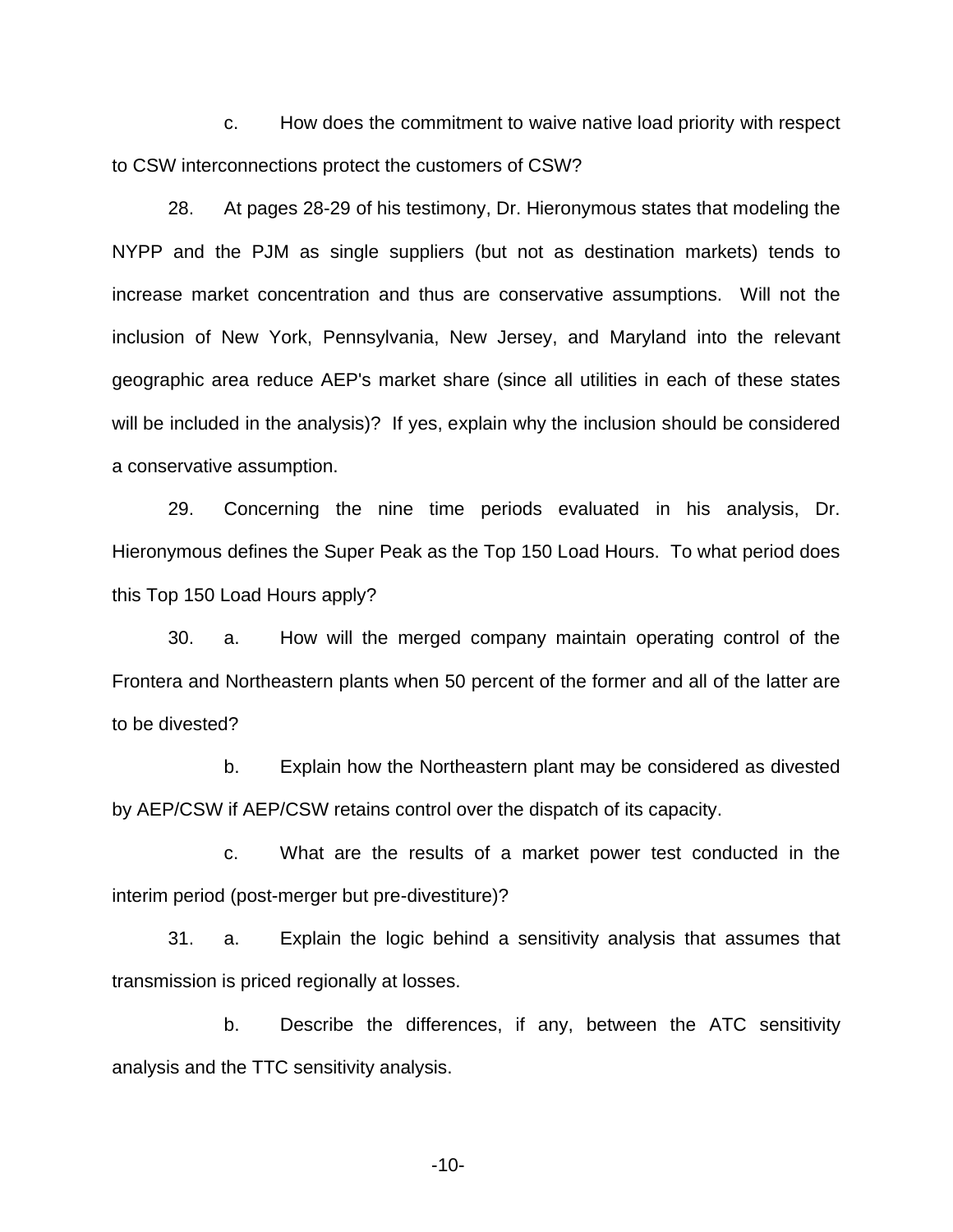c. How does the commitment to waive native load priority with respect to CSW interconnections protect the customers of CSW?

28. At pages 28-29 of his testimony, Dr. Hieronymous states that modeling the NYPP and the PJM as single suppliers (but not as destination markets) tends to increase market concentration and thus are conservative assumptions. Will not the inclusion of New York, Pennsylvania, New Jersey, and Maryland into the relevant geographic area reduce AEP's market share (since all utilities in each of these states will be included in the analysis)? If yes, explain why the inclusion should be considered a conservative assumption.

29. Concerning the nine time periods evaluated in his analysis, Dr. Hieronymous defines the Super Peak as the Top 150 Load Hours. To what period does this Top 150 Load Hours apply?

30. a. How will the merged company maintain operating control of the Frontera and Northeastern plants when 50 percent of the former and all of the latter are to be divested?

b. Explain how the Northeastern plant may be considered as divested by AEP/CSW if AEP/CSW retains control over the dispatch of its capacity.

c. What are the results of a market power test conducted in the interim period (post-merger but pre-divestiture)?

31. a. Explain the logic behind a sensitivity analysis that assumes that transmission is priced regionally at losses.

b. Describe the differences, if any, between the ATC sensitivity analysis and the TTC sensitivity analysis.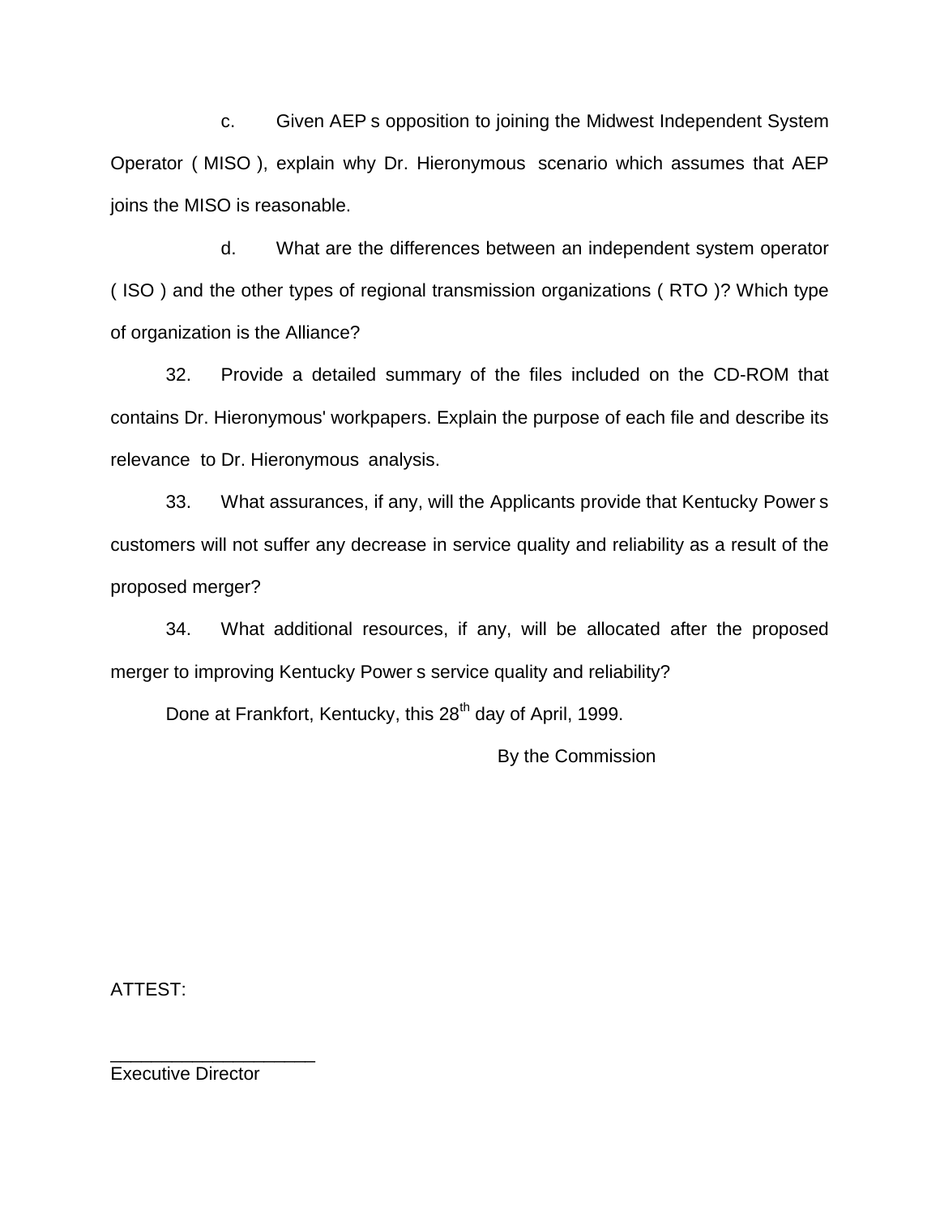c. Given AEP s opposition to joining the Midwest Independent System Operator ( MISO ), explain why Dr. Hieronymous scenario which assumes that AEP joins the MISO is reasonable.

d. What are the differences between an independent system operator ( ISO ) and the other types of regional transmission organizations ( RTO )? Which type of organization is the Alliance?

32. Provide a detailed summary of the files included on the CD-ROM that contains Dr. Hieronymous' workpapers. Explain the purpose of each file and describe its relevance to Dr. Hieronymous analysis.

33. What assurances, if any, will the Applicants provide that Kentucky Power s customers will not suffer any decrease in service quality and reliability as a result of the proposed merger?

34. What additional resources, if any, will be allocated after the proposed merger to improving Kentucky Power s service quality and reliability?

Done at Frankfort, Kentucky, this 28th day of April, 1999.

By the Commission

ATTEST:

____________________
Executive Director